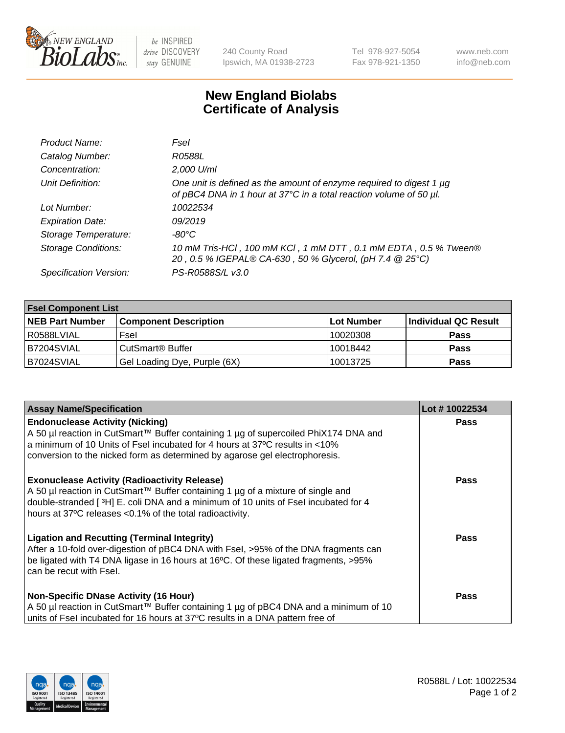240 County Road
Ipswich, MA 01938-2723

Tel 978-927-5054
Fax 978-921-1350

www.neb.com
info@neb.com

# New England Biolabs Certificate of Analysis

| | |
|---|---|
| *Product Name:* | *FseI* |
| *Catalog Number:* | *R0588L* |
| *Concentration:* | *2,000 U/ml* |
| *Unit Definition:* | *One unit is defined as the amount of enzyme required to digest 1 µg of pBC4 DNA in 1 hour at 37°C in a total reaction volume of 50 µl.* |
| *Lot Number:* | *10022534* |
| *Expiration Date:* | *09/2019* |
| *Storage Temperature:* | *-80°C* |
| *Storage Conditions:* | *10 mM Tris-HCl , 100 mM KCl , 1 mM DTT , 0.1 mM EDTA , 0.5 % Tween® 20 , 0.5 % IGEPAL® CA-630 , 50 % Glycerol, (pH 7.4 @ 25°C)* |
| *Specification Version:* | *PS-R0588S/L v3.0* |

| **FseI Component List** | | | |
|---|---|---|---|
| **NEB Part Number** | **Component Description** | **Lot Number** | **Individual QC Result** |
| R0588LVIAL | FseI | 10020308 | **Pass** |
| B7204SVIAL | CutSmart® Buffer | 10018442 | **Pass** |
| B7024SVIAL | Gel Loading Dye, Purple (6X) | 10013725 | **Pass** |

| **Assay Name/Specification** | **Lot # 10022534** |
|---|---|
| **Endonuclease Activity (Nicking)** A 50 µl reaction in CutSmart™ Buffer containing 1 µg of supercoiled PhiX174 DNA and a minimum of 10 Units of FseI incubated for 4 hours at 37ºC results in <10% conversion to the nicked form as determined by agarose gel electrophoresis. | **Pass** |
| **Exonuclease Activity (Radioactivity Release)** A 50 µl reaction in CutSmart™ Buffer containing 1 µg of a mixture of single and double-stranded [ $^3$H] E. coli DNA and a minimum of 10 units of FseI incubated for 4 hours at 37ºC releases <0.1% of the total radioactivity. | **Pass** |
| **Ligation and Recutting (Terminal Integrity)** After a 10-fold over-digestion of pBC4 DNA with FseI, >95% of the DNA fragments can be ligated with T4 DNA ligase in 16 hours at 16ºC. Of these ligated fragments, >95% can be recut with FseI. | **Pass** |
| **Non-Specific DNase Activity (16 Hour)** A 50 µl reaction in CutSmart™ Buffer containing 1 µg of pBC4 DNA and a minimum of 10 units of FseI incubated for 16 hours at 37ºC results in a DNA pattern free of | **Pass** |

R0588L / Lot: 10022534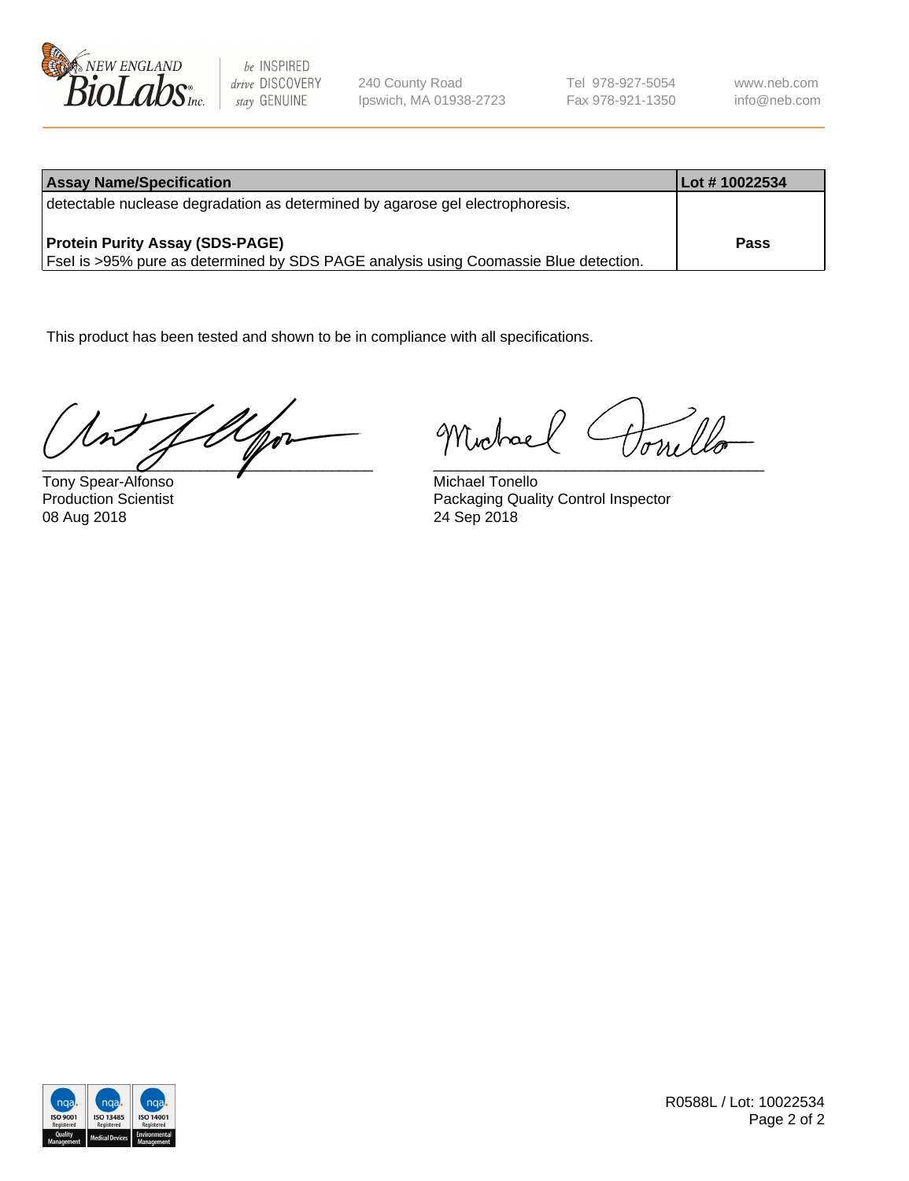| Assay Name/Specification | Lot # 10022534 |
|---|---|
| detectable nuclease degradation as determined by agarose gel electrophoresis. | |
| **Protein Purity Assay (SDS-PAGE)**<br>FseI is >95% pure as determined by SDS PAGE analysis using Coomassie Blue detection. | **Pass** |

This product has been tested and shown to be in compliance with all specifications.

Tony Spear-Alfonso
Production Scientist
08 Aug 2018

Michael Tonello
Packaging Quality Control Inspector
24 Sep 2018

R0588L / Lot: 10022534